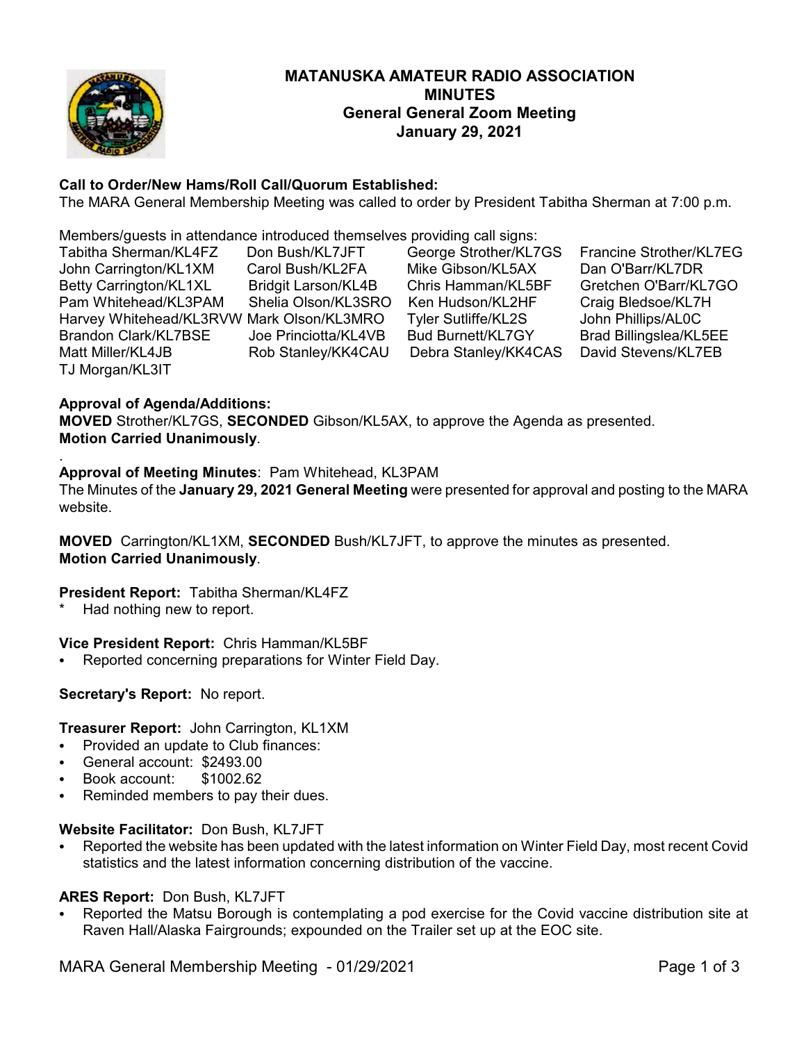# MATANUSKA AMATEUR RADIO ASSOCIATION
## MINUTES
## General General Zoom Meeting
## January 29, 2021

**Call to Order/New Hams/Roll Call/Quorum Established:**
The MARA General Membership Meeting was called to order by President Tabitha Sherman at 7:00 p.m.

Members/guests in attendance introduced themselves providing call signs:

| | | | |
|---|---|---|---|
| Tabitha Sherman/KL4FZ | Don Bush/KL7JFT | George Strother/KL7GS | Francine Strother/KL7EG |
| John Carrington/KL1XM | Carol Bush/KL2FA | Mike Gibson/KL5AX | Dan O'Barr/KL7DR |
| Betty Carrington/KL1XL | Bridgit Larson/KL4B | Chris Hamman/KL5BF | Gretchen O'Barr/KL7GO |
| Pam Whitehead/KL3PAM | Shelia Olson/KL3SRO | Ken Hudson/KL2HF | Craig Bledsoe/KL7H |
| Harvey Whitehead/KL3RVW | Mark Olson/KL3MRO | Tyler Sutliffe/KL2S | John Phillips/AL0C |
| Brandon Clark/KL7BSE | Joe Princiotta/KL4VB | Bud Burnett/KL7GY | Brad Billingslea/KL5EE |
| Matt Miller/KL4JB | Rob Stanley/KK4CAU | Debra Stanley/KK4CAS | David Stevens/KL7EB |
| TJ Morgan/KL3IT | | | |

**Approval of Agenda/Additions:**
**MOVED** Strother/KL7GS, **SECONDED** Gibson/KL5AX, to approve the Agenda as presented.
**Motion Carried Unanimously**.

.
**Approval of Meeting Minutes**: Pam Whitehead, KL3PAM
The Minutes of the **January 29, 2021 General Meeting** were presented for approval and posting to the MARA website.

**MOVED** Carrington/KL1XM, **SECONDED** Bush/KL7JFT, to approve the minutes as presented.
**Motion Carried Unanimously**.

**President Report:** Tabitha Sherman/KL4FZ

* Had nothing new to report.

**Vice President Report:** Chris Hamman/KL5BF

- Reported concerning preparations for Winter Field Day.

**Secretary's Report:** No report.

**Treasurer Report:** John Carrington, KL1XM

- Provided an update to Club finances:
- General account: $2493.00
- Book account: $1002.62
- Reminded members to pay their dues.

**Website Facilitator:** Don Bush, KL7JFT

- Reported the website has been updated with the latest information on Winter Field Day, most recent Covid statistics and the latest information concerning distribution of the vaccine.

**ARES Report:** Don Bush, KL7JFT

- Reported the Matsu Borough is contemplating a pod exercise for the Covid vaccine distribution site at Raven Hall/Alaska Fairgrounds; expounded on the Trailer set up at the EOC site.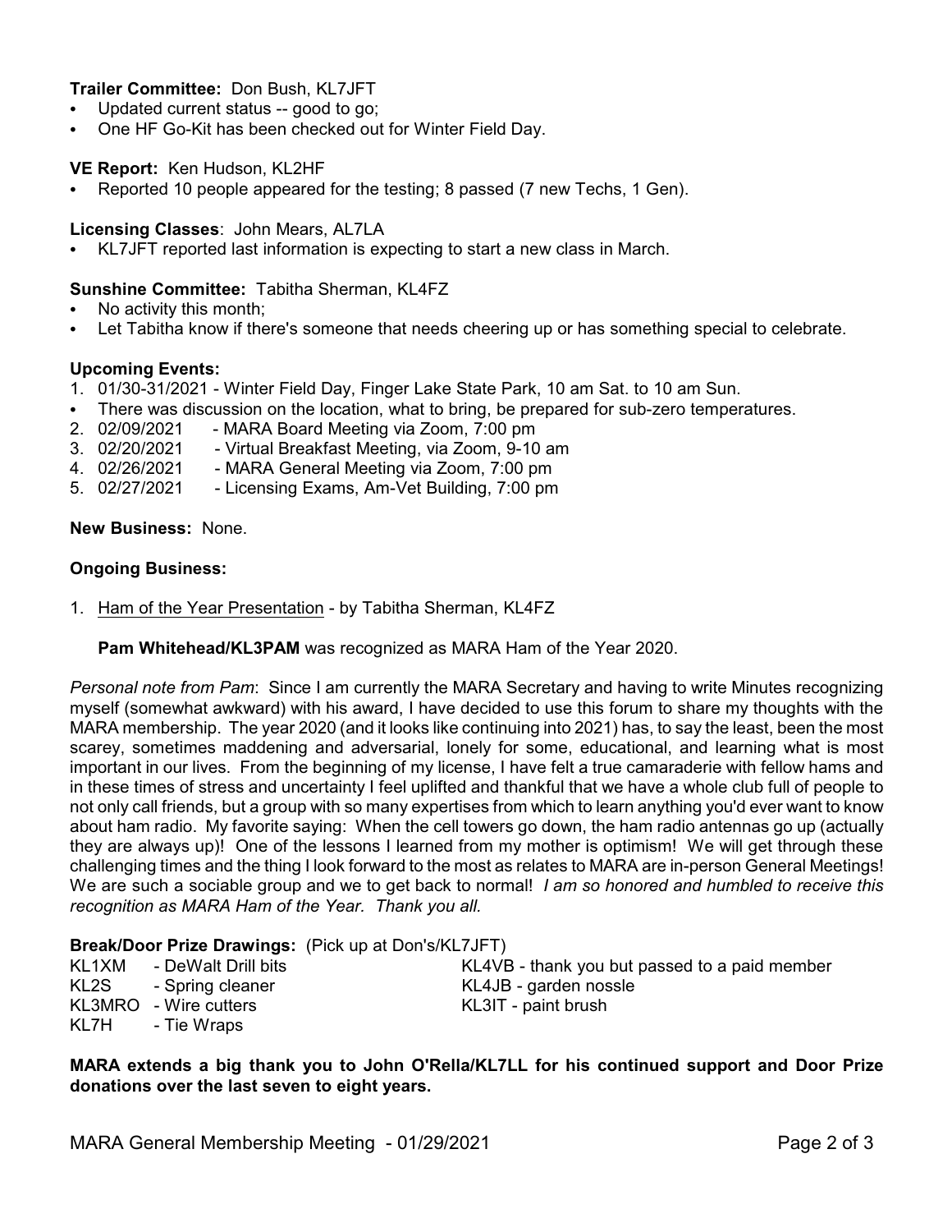**Trailer Committee:** Don Bush, KL7JFT

- Updated current status -- good to go;
- One HF Go-Kit has been checked out for Winter Field Day.

**VE Report:** Ken Hudson, KL2HF

- Reported 10 people appeared for the testing; 8 passed (7 new Techs, 1 Gen).

**Licensing Classes**: John Mears, AL7LA

- KL7JFT reported last information is expecting to start a new class in March.

**Sunshine Committee:** Tabitha Sherman, KL4FZ

- No activity this month;
- Let Tabitha know if there's someone that needs cheering up or has something special to celebrate.

**Upcoming Events:**

1. 01/30-31/2021 - Winter Field Day, Finger Lake State Park, 10 am Sat. to 10 am Sun.
   - There was discussion on the location, what to bring, be prepared for sub-zero temperatures.
2. 02/09/2021 - MARA Board Meeting via Zoom, 7:00 pm
3. 02/20/2021 - Virtual Breakfast Meeting, via Zoom, 9-10 am
4. 02/26/2021 - MARA General Meeting via Zoom, 7:00 pm
5. 02/27/2021 - Licensing Exams, Am-Vet Building, 7:00 pm

**New Business:** None.

**Ongoing Business:**

1. Ham of the Year Presentation - by Tabitha Sherman, KL4FZ

   **Pam Whitehead/KL3PAM** was recognized as MARA Ham of the Year 2020.

*Personal note from Pam*: Since I am currently the MARA Secretary and having to write Minutes recognizing myself (somewhat awkward) with his award, I have decided to use this forum to share my thoughts with the MARA membership. The year 2020 (and it looks like continuing into 2021) has, to say the least, been the most scarey, sometimes maddening and adversarial, lonely for some, educational, and learning what is most important in our lives. From the beginning of my license, I have felt a true camaraderie with fellow hams and in these times of stress and uncertainty I feel uplifted and thankful that we have a whole club full of people to not only call friends, but a group with so many expertises from which to learn anything you'd ever want to know about ham radio. My favorite saying: When the cell towers go down, the ham radio antennas go up (actually they are always up)! One of the lessons I learned from my mother is optimism! We will get through these challenging times and the thing I look forward to the most as relates to MARA are in-person General Meetings! We are such a sociable group and we to get back to normal! *I am so honored and humbled to receive this recognition as MARA Ham of the Year. Thank you all.*

**Break/Door Prize Drawings:** (Pick up at Don's/KL7JFT)

- KL1XM - DeWalt Drill bits
- KL2S - Spring cleaner
- KL3MRO - Wire cutters
- KL7H - Tie Wraps
- KL4VB - thank you but passed to a paid member
- KL4JB - garden nossle
- KL3IT - paint brush

**MARA extends a big thank you to John O'Rella/KL7LL for his continued support and Door Prize donations over the last seven to eight years.**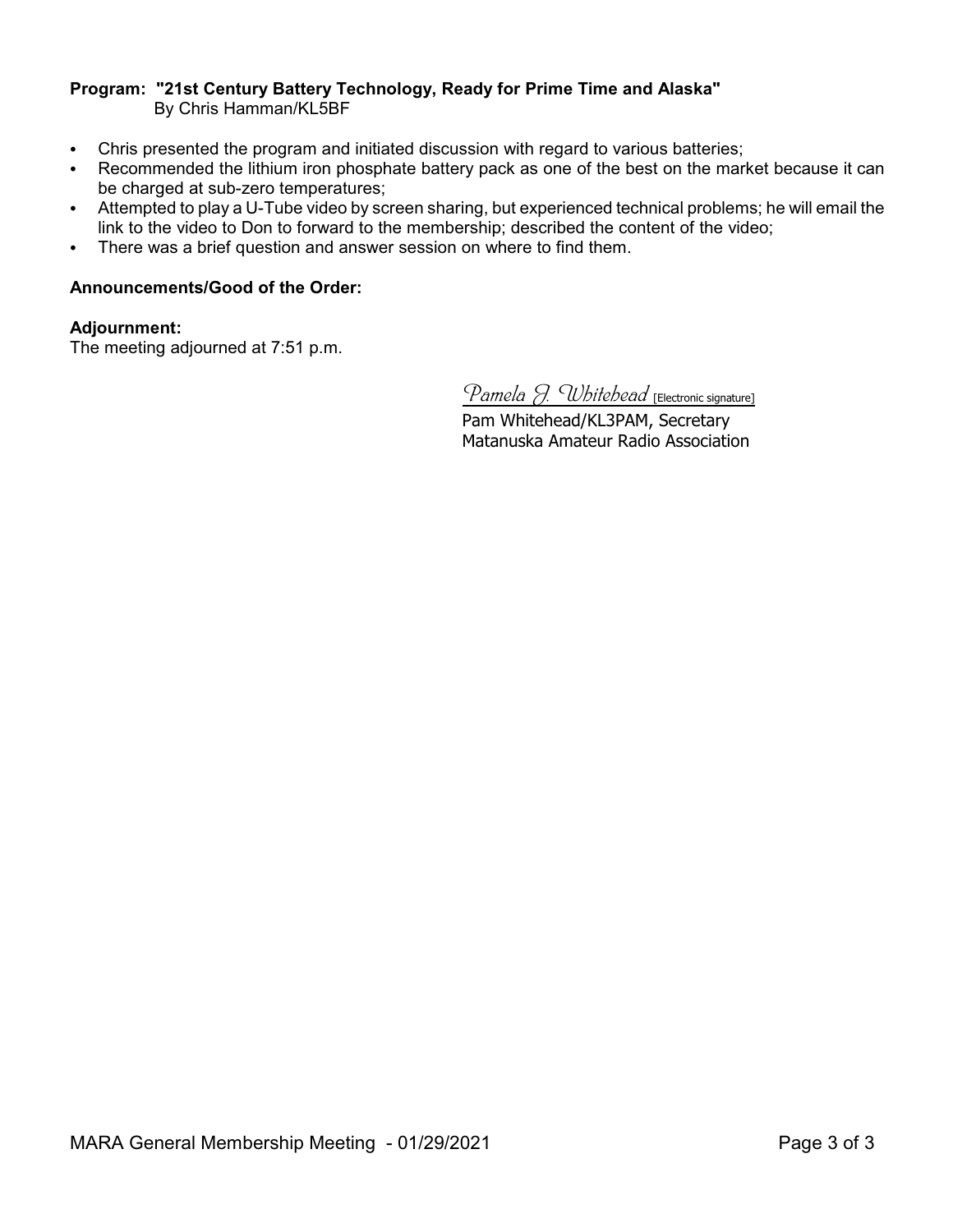**Program: "21st Century Battery Technology, Ready for Prime Time and Alaska"**
By Chris Hamman/KL5BF

- Chris presented the program and initiated discussion with regard to various batteries;
- Recommended the lithium iron phosphate battery pack as one of the best on the market because it can be charged at sub-zero temperatures;
- Attempted to play a U-Tube video by screen sharing, but experienced technical problems; he will email the link to the video to Don to forward to the membership; described the content of the video;
- There was a brief question and answer session on where to find them.

**Announcements/Good of the Order:**

**Adjournment:**
The meeting adjourned at 7:51 p.m.

*Pamela J. Whitehead* [Electronic signature]
Pam Whitehead/KL3PAM, Secretary
Matanuska Amateur Radio Association